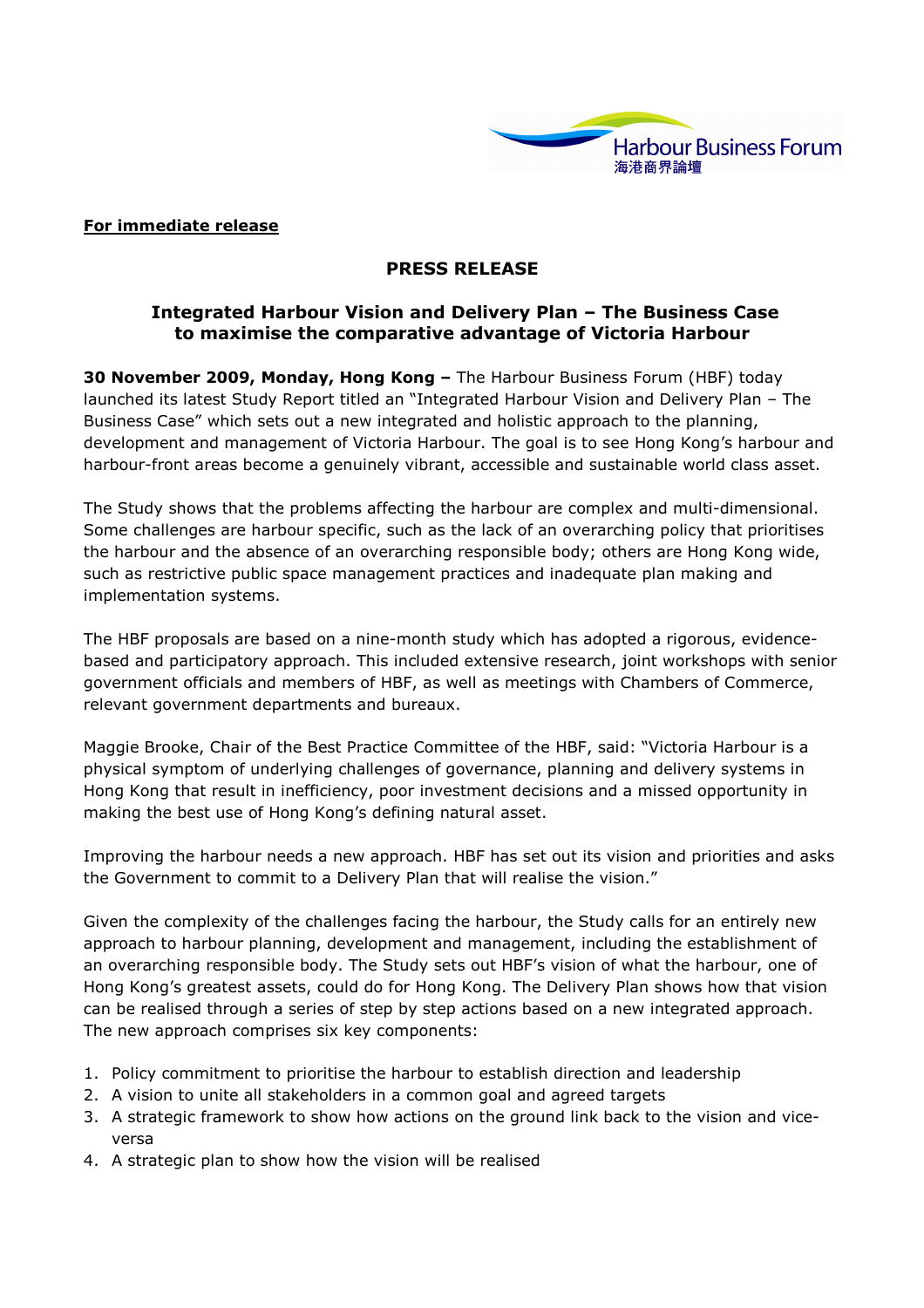Harbour Business Forum
海港商界論壇

**For immediate release**

## PRESS RELEASE

### Integrated Harbour Vision and Delivery Plan – The Business Case to maximise the comparative advantage of Victoria Harbour

**30 November 2009, Monday, Hong Kong –** The Harbour Business Forum (HBF) today launched its latest Study Report titled an "Integrated Harbour Vision and Delivery Plan – The Business Case" which sets out a new integrated and holistic approach to the planning, development and management of Victoria Harbour. The goal is to see Hong Kong's harbour and harbour-front areas become a genuinely vibrant, accessible and sustainable world class asset.

The Study shows that the problems affecting the harbour are complex and multi-dimensional. Some challenges are harbour specific, such as the lack of an overarching policy that prioritises the harbour and the absence of an overarching responsible body; others are Hong Kong wide, such as restrictive public space management practices and inadequate plan making and implementation systems.

The HBF proposals are based on a nine-month study which has adopted a rigorous, evidence-based and participatory approach. This included extensive research, joint workshops with senior government officials and members of HBF, as well as meetings with Chambers of Commerce, relevant government departments and bureaux.

Maggie Brooke, Chair of the Best Practice Committee of the HBF, said: "Victoria Harbour is a physical symptom of underlying challenges of governance, planning and delivery systems in Hong Kong that result in inefficiency, poor investment decisions and a missed opportunity in making the best use of Hong Kong's defining natural asset.

Improving the harbour needs a new approach. HBF has set out its vision and priorities and asks the Government to commit to a Delivery Plan that will realise the vision."

Given the complexity of the challenges facing the harbour, the Study calls for an entirely new approach to harbour planning, development and management, including the establishment of an overarching responsible body. The Study sets out HBF's vision of what the harbour, one of Hong Kong's greatest assets, could do for Hong Kong. The Delivery Plan shows how that vision can be realised through a series of step by step actions based on a new integrated approach. The new approach comprises six key components:

1. Policy commitment to prioritise the harbour to establish direction and leadership
2. A vision to unite all stakeholders in a common goal and agreed targets
3. A strategic framework to show how actions on the ground link back to the vision and vice-versa
4. A strategic plan to show how the vision will be realised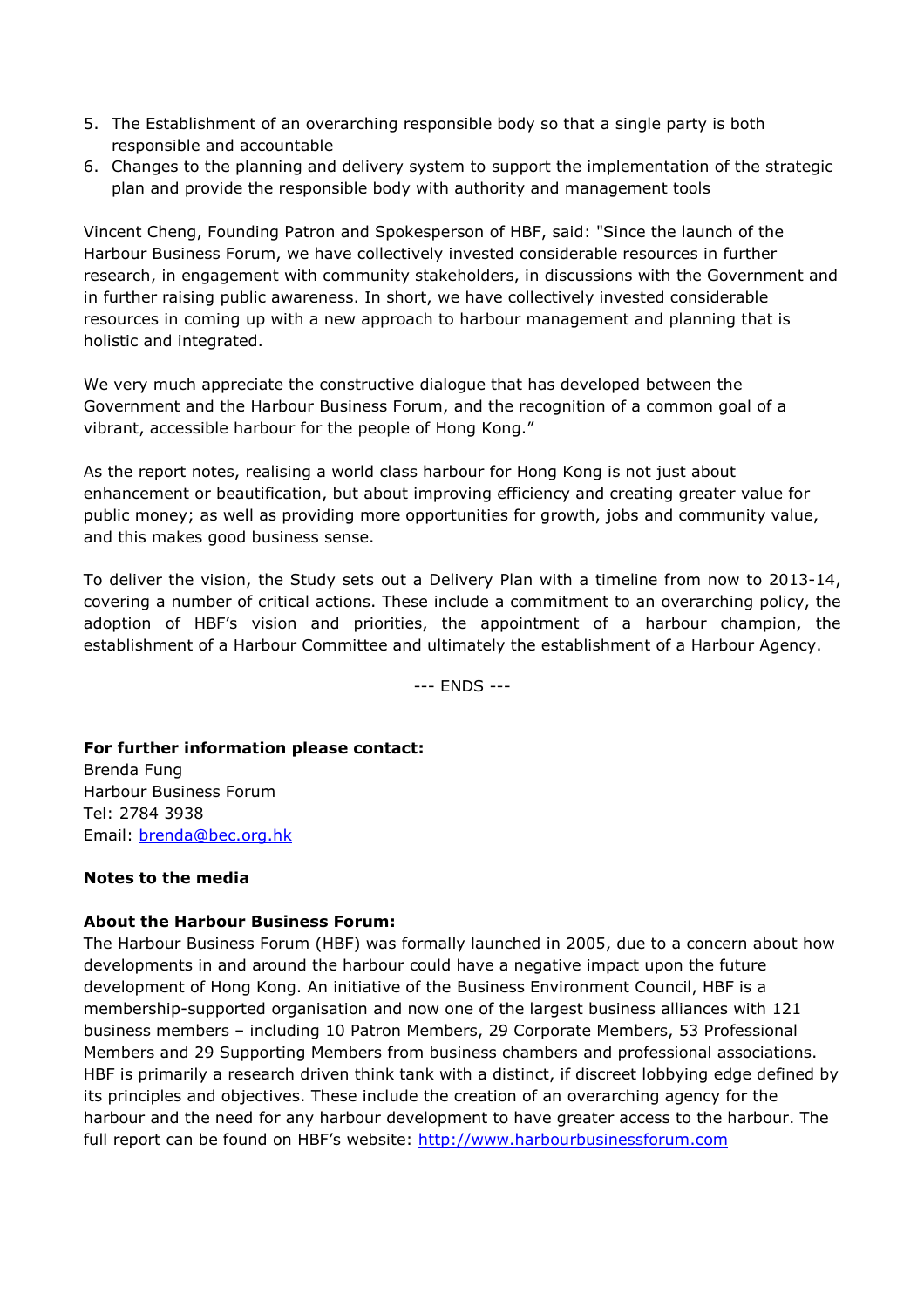5. The Establishment of an overarching responsible body so that a single party is both responsible and accountable
6. Changes to the planning and delivery system to support the implementation of the strategic plan and provide the responsible body with authority and management tools

Vincent Cheng, Founding Patron and Spokesperson of HBF, said: "Since the launch of the Harbour Business Forum, we have collectively invested considerable resources in further research, in engagement with community stakeholders, in discussions with the Government and in further raising public awareness. In short, we have collectively invested considerable resources in coming up with a new approach to harbour management and planning that is holistic and integrated.

We very much appreciate the constructive dialogue that has developed between the Government and the Harbour Business Forum, and the recognition of a common goal of a vibrant, accessible harbour for the people of Hong Kong."

As the report notes, realising a world class harbour for Hong Kong is not just about enhancement or beautification, but about improving efficiency and creating greater value for public money; as well as providing more opportunities for growth, jobs and community value, and this makes good business sense.

To deliver the vision, the Study sets out a Delivery Plan with a timeline from now to 2013-14, covering a number of critical actions. These include a commitment to an overarching policy, the adoption of HBF's vision and priorities, the appointment of a harbour champion, the establishment of a Harbour Committee and ultimately the establishment of a Harbour Agency.

--- ENDS ---

**For further information please contact:**
Brenda Fung
Harbour Business Forum
Tel: 2784 3938
Email: brenda@bec.org.hk

**Notes to the media**

**About the Harbour Business Forum:**
The Harbour Business Forum (HBF) was formally launched in 2005, due to a concern about how developments in and around the harbour could have a negative impact upon the future development of Hong Kong. An initiative of the Business Environment Council, HBF is a membership-supported organisation and now one of the largest business alliances with 121 business members – including 10 Patron Members, 29 Corporate Members, 53 Professional Members and 29 Supporting Members from business chambers and professional associations. HBF is primarily a research driven think tank with a distinct, if discreet lobbying edge defined by its principles and objectives. These include the creation of an overarching agency for the harbour and the need for any harbour development to have greater access to the harbour. The full report can be found on HBF's website: http://www.harbourbusinessforum.com